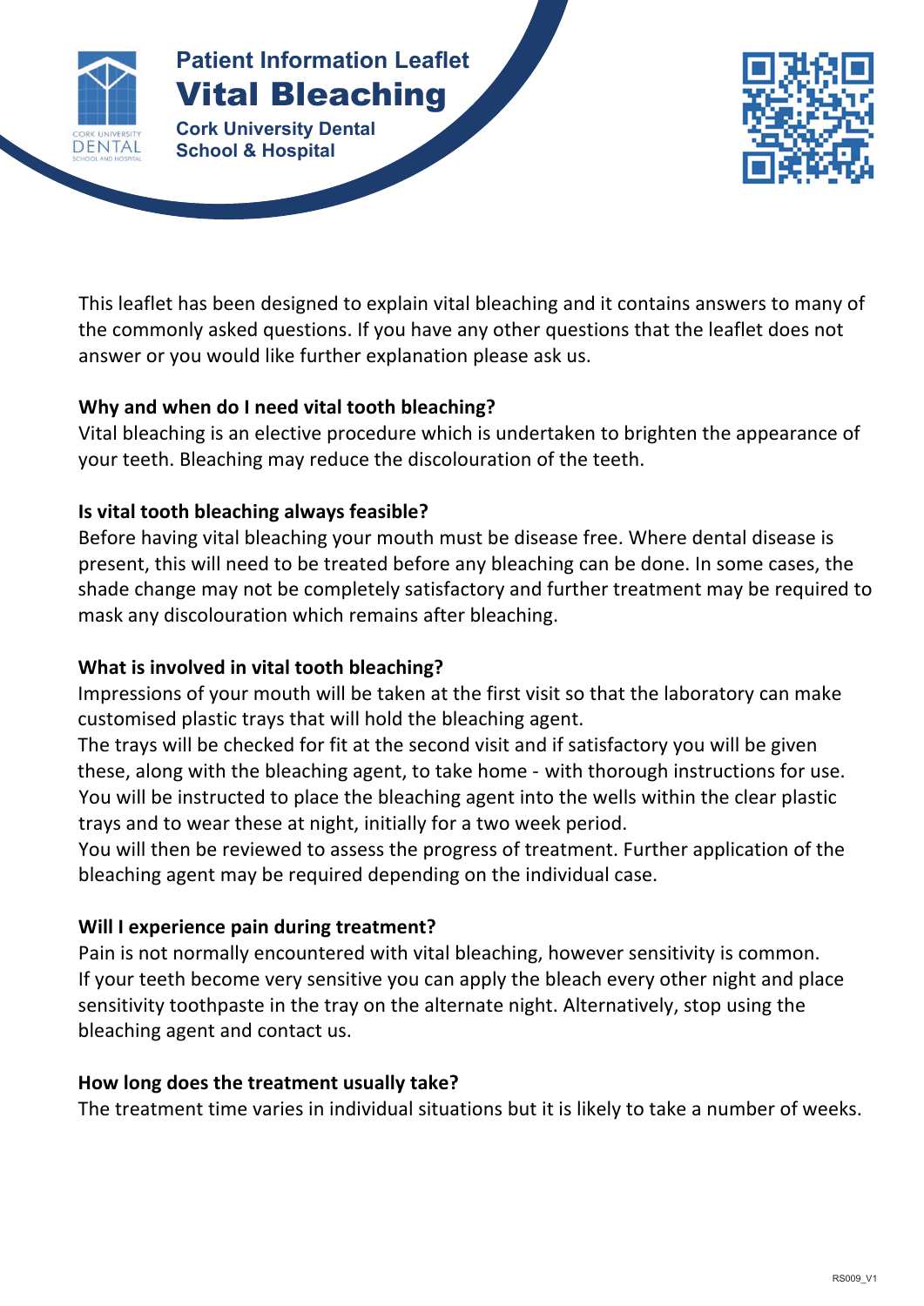Patient Information Leaflet

# Vital Bleaching

**Cork University Dental School & Hospital**

This leaflet has been designed to explain vital bleaching and it contains answers to many of the commonly asked questions. If you have any other questions that the leaflet does not answer or you would like further explanation please ask us.

**Why and when do I need vital tooth bleaching?**

Vital bleaching is an elective procedure which is undertaken to brighten the appearance of your teeth. Bleaching may reduce the discolouration of the teeth.

**Is vital tooth bleaching always feasible?**

Before having vital bleaching your mouth must be disease free. Where dental disease is present, this will need to be treated before any bleaching can be done. In some cases, the shade change may not be completely satisfactory and further treatment may be required to mask any discolouration which remains after bleaching.

**What is involved in vital tooth bleaching?**

Impressions of your mouth will be taken at the first visit so that the laboratory can make customised plastic trays that will hold the bleaching agent.

The trays will be checked for fit at the second visit and if satisfactory you will be given these, along with the bleaching agent, to take home - with thorough instructions for use.

You will be instructed to place the bleaching agent into the wells within the clear plastic trays and to wear these at night, initially for a two week period.

You will then be reviewed to assess the progress of treatment. Further application of the bleaching agent may be required depending on the individual case.

**Will I experience pain during treatment?**

Pain is not normally encountered with vital bleaching, however sensitivity is common. If your teeth become very sensitive you can apply the bleach every other night and place sensitivity toothpaste in the tray on the alternate night. Alternatively, stop using the bleaching agent and contact us.

**How long does the treatment usually take?**

The treatment time varies in individual situations but it is likely to take a number of weeks.

RS009_V1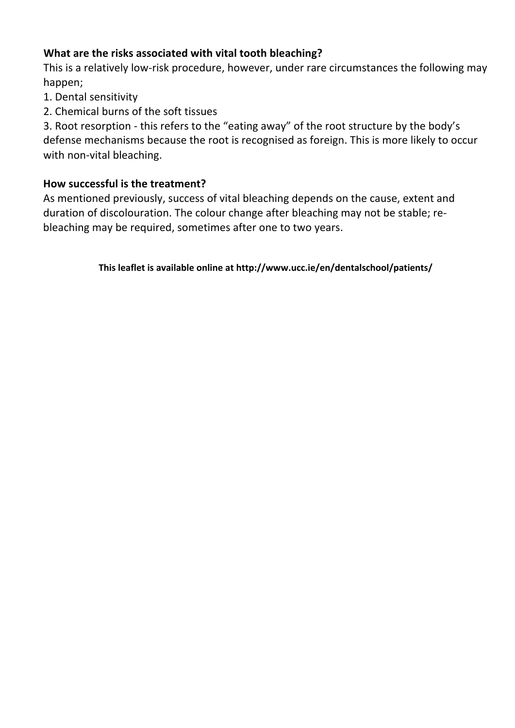**What are the risks associated with vital tooth bleaching?**

This is a relatively low-risk procedure, however, under rare circumstances the following may happen;

1. Dental sensitivity
2. Chemical burns of the soft tissues
3. Root resorption - this refers to the "eating away" of the root structure by the body's defense mechanisms because the root is recognised as foreign. This is more likely to occur with non-vital bleaching.

**How successful is the treatment?**

As mentioned previously, success of vital bleaching depends on the cause, extent and duration of discolouration. The colour change after bleaching may not be stable; re-bleaching may be required, sometimes after one to two years.

**This leaflet is available online at http://www.ucc.ie/en/dentalschool/patients/**